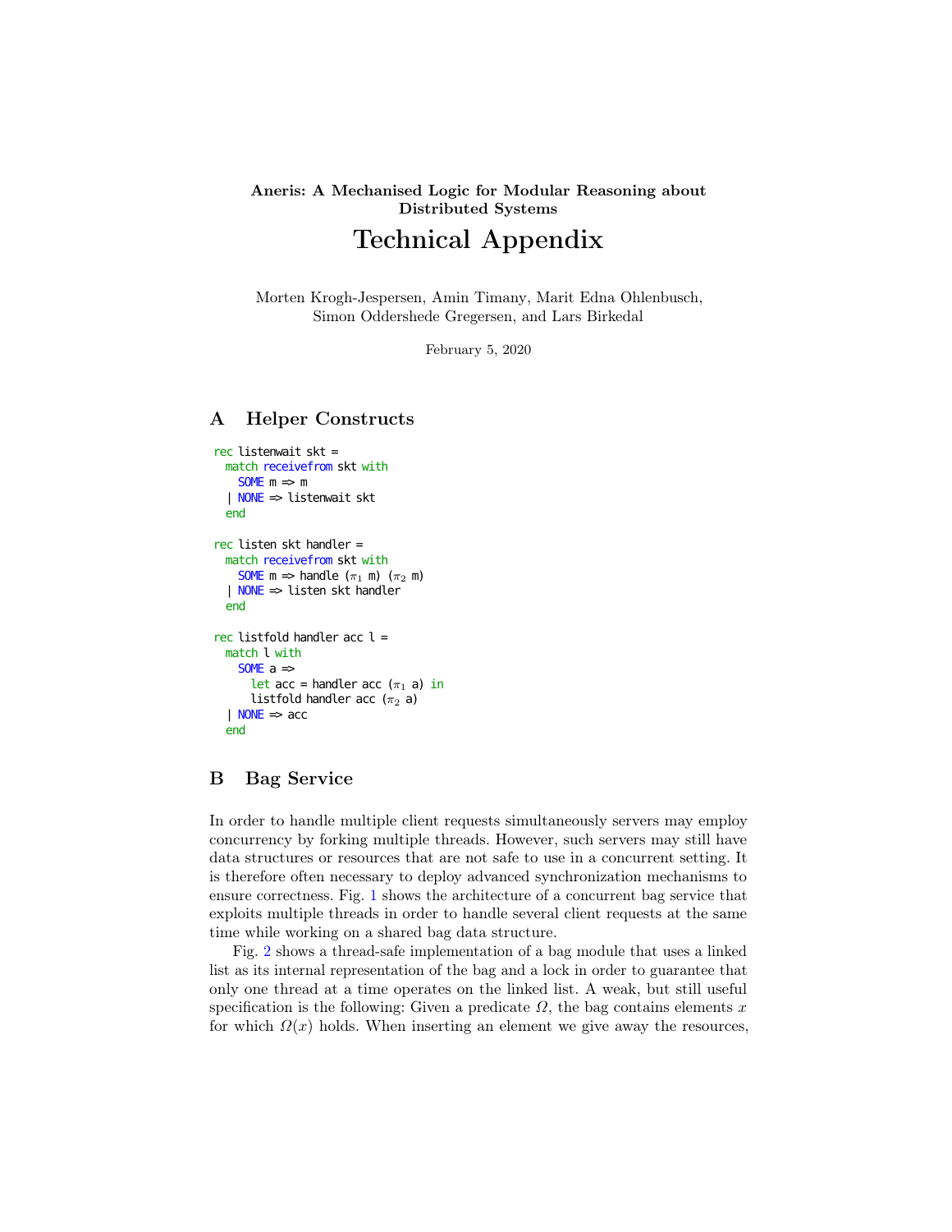# Aneris: A Mechanised Logic for Modular Reasoning about Distributed Systems

# Technical Appendix

Morten Krogh-Jespersen, Amin Timany, Marit Edna Ohlenbusch, Simon Oddershede Gregersen, and Lars Birkedal

February 5, 2020

## A Helper Constructs

```
rec listenwait skt =
  match receivefrom skt with
    SOME m => m
  | NONE => listenwait skt
  end

rec listen skt handler =
  match receivefrom skt with
    SOME m => handle (π1 m) (π2 m)
  | NONE => listen skt handler
  end

rec listfold handler acc l =
  match l with
    SOME a =>
      let acc = handler acc (π1 a) in
      listfold handler acc (π2 a)
  | NONE => acc
  end
```

## B Bag Service

In order to handle multiple client requests simultaneously servers may employ concurrency by forking multiple threads. However, such servers may still have data structures or resources that are not safe to use in a concurrent setting. It is therefore often necessary to deploy advanced synchronization mechanisms to ensure correctness. Fig. 1 shows the architecture of a concurrent bag service that exploits multiple threads in order to handle several client requests at the same time while working on a shared bag data structure.

Fig. 2 shows a thread-safe implementation of a bag module that uses a linked list as its internal representation of the bag and a lock in order to guarantee that only one thread at a time operates on the linked list. A weak, but still useful specification is the following: Given a predicate $\Omega$, the bag contains elements $x$ for which $\Omega(x)$ holds. When inserting an element we give away the resources,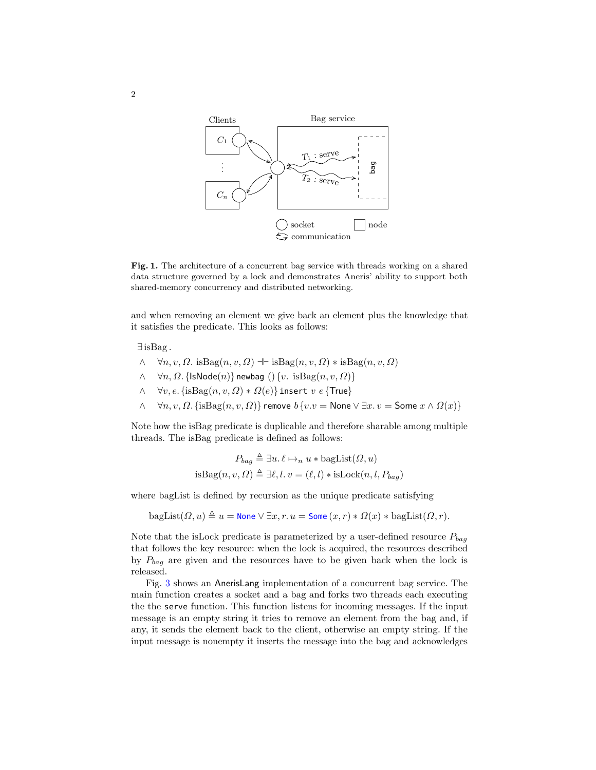**Fig. 1.** The architecture of a concurrent bag service with threads working on a shared data structure governed by a lock and demonstrates Aneris' ability to support both shared-memory concurrency and distributed networking.

and when removing an element we give back an element plus the knowledge that it satisfies the predicate. This looks as follows:

$$
\begin{aligned}
&\exists \, \text{isBag}\,. \\
&\wedge \quad \forall n, v, \Omega.\ \text{isBag}(n, v, \Omega) \dashv\vdash \text{isBag}(n, v, \Omega) * \text{isBag}(n, v, \Omega) \\
&\wedge \quad \forall n, \Omega.\ \{\mathsf{IsNode}(n)\}\ \texttt{newbag}\ ()\ \{v.\ \text{isBag}(n, v, \Omega)\} \\
&\wedge \quad \forall v, e.\ \{\text{isBag}(n, v, \Omega) * \Omega(e)\}\ \texttt{insert}\ v\ e\ \{\mathsf{True}\} \\
&\wedge \quad \forall n, v, \Omega.\ \{\text{isBag}(n, v, \Omega)\}\ \texttt{remove}\ b\ \{v.v = \mathsf{None} \vee \exists x.\ v = \mathsf{Some}\ x \wedge \Omega(x)\}
\end{aligned}
$$

Note how the isBag predicate is duplicable and therefore sharable among multiple threads. The isBag predicate is defined as follows:

$$
\begin{aligned}
P_{bag} &\triangleq \exists u.\ \ell \mapsto_n u * \text{bagList}(\Omega, u) \\
\text{isBag}(n, v, \Omega) &\triangleq \exists \ell, l.\ v = (\ell, l) * \text{isLock}(n, l, P_{bag})
\end{aligned}
$$

where bagList is defined by recursion as the unique predicate satisfying

$$
\text{bagList}(\Omega, u) \triangleq u = \texttt{None} \vee \exists x, r.\ u = \texttt{Some}\,(x, r) * \Omega(x) * \text{bagList}(\Omega, r).
$$

Note that the isLock predicate is parameterized by a user-defined resource $P_{bag}$ that follows the key resource: when the lock is acquired, the resources described by $P_{bag}$ are given and the resources have to be given back when the lock is released.

Fig. 3 shows an AnerisLang implementation of a concurrent bag service. The main function creates a socket and a bag and forks two threads each executing the the `serve` function. This function listens for incoming messages. If the input message is an empty string it tries to remove an element from the bag and, if any, it sends the element back to the client, otherwise an empty string. If the input message is nonempty it inserts the message into the bag and acknowledges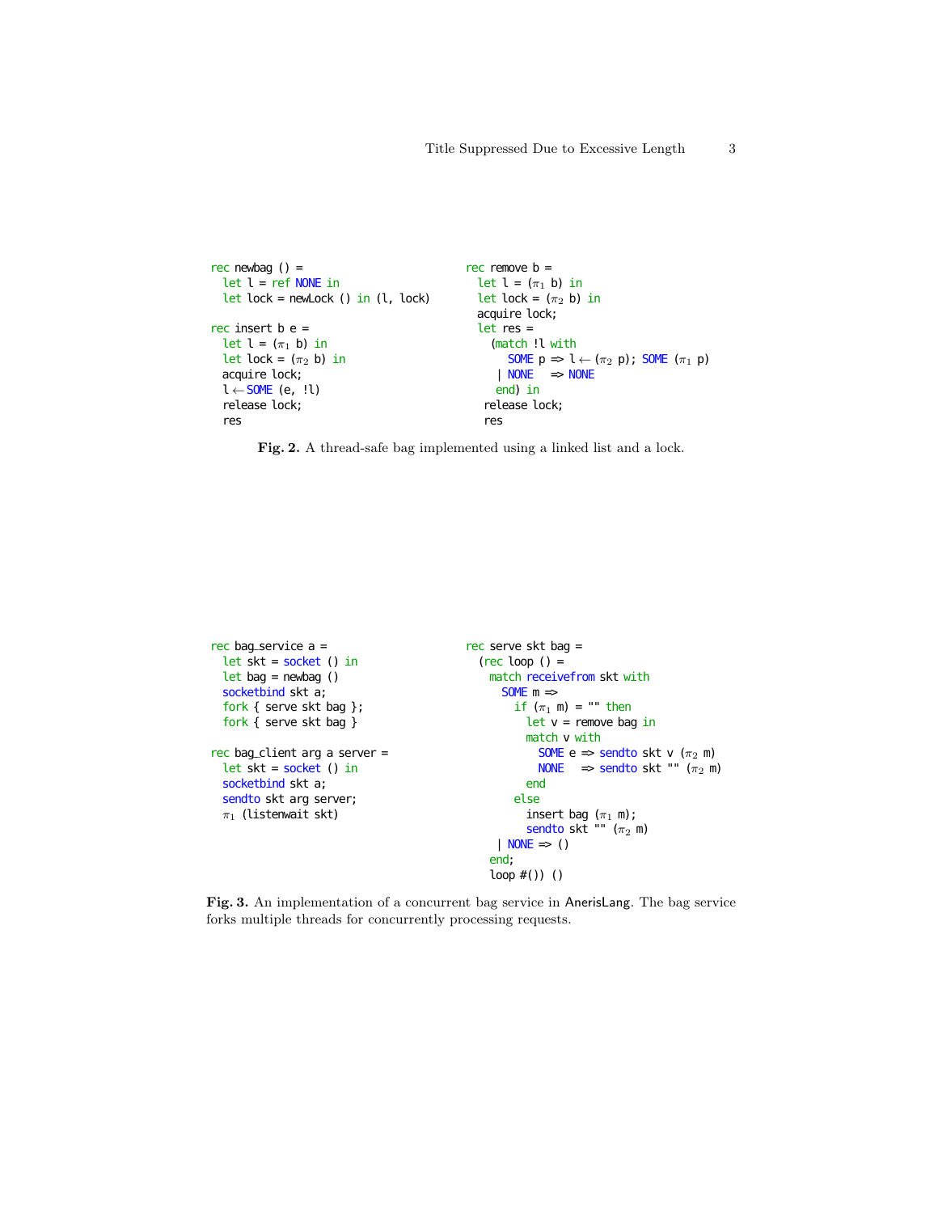```
rec newbag () =
  let l = ref NONE in
  let lock = newLock () in (l, lock)

rec insert b e =
  let l = (π1 b) in
  let lock = (π2 b) in
  acquire lock;
  l ← SOME (e, !l)
  release lock;
  res
```

```
rec remove b =
  let l = (π1 b) in
  let lock = (π2 b) in
  acquire lock;
  let res =
    (match !l with
       SOME p => l ← (π2 p); SOME (π1 p)
     | NONE   => NONE
     end) in
   release lock;
   res
```

**Fig. 2.** A thread-safe bag implemented using a linked list and a lock.

```
rec bag_service a =
  let skt = socket () in
  let bag = newbag ()
  socketbind skt a;
  fork { serve skt bag };
  fork { serve skt bag }

rec bag_client arg a server =
  let skt = socket () in
  socketbind skt a;
  sendto skt arg server;
  π1 (listenwait skt)
```

```
rec serve skt bag =
  (rec loop () =
    match receivefrom skt with
      SOME m =>
        if (π1 m) = "" then
          let v = remove bag in
          match v with
            SOME e => sendto skt v (π2 m)
            NONE   => sendto skt "" (π2 m)
          end
        else
          insert bag (π1 m);
          sendto skt "" (π2 m)
     | NONE => ()
    end;
    loop #()) ()
```

**Fig. 3.** An implementation of a concurrent bag service in AnerisLang. The bag service forks multiple threads for concurrently processing requests.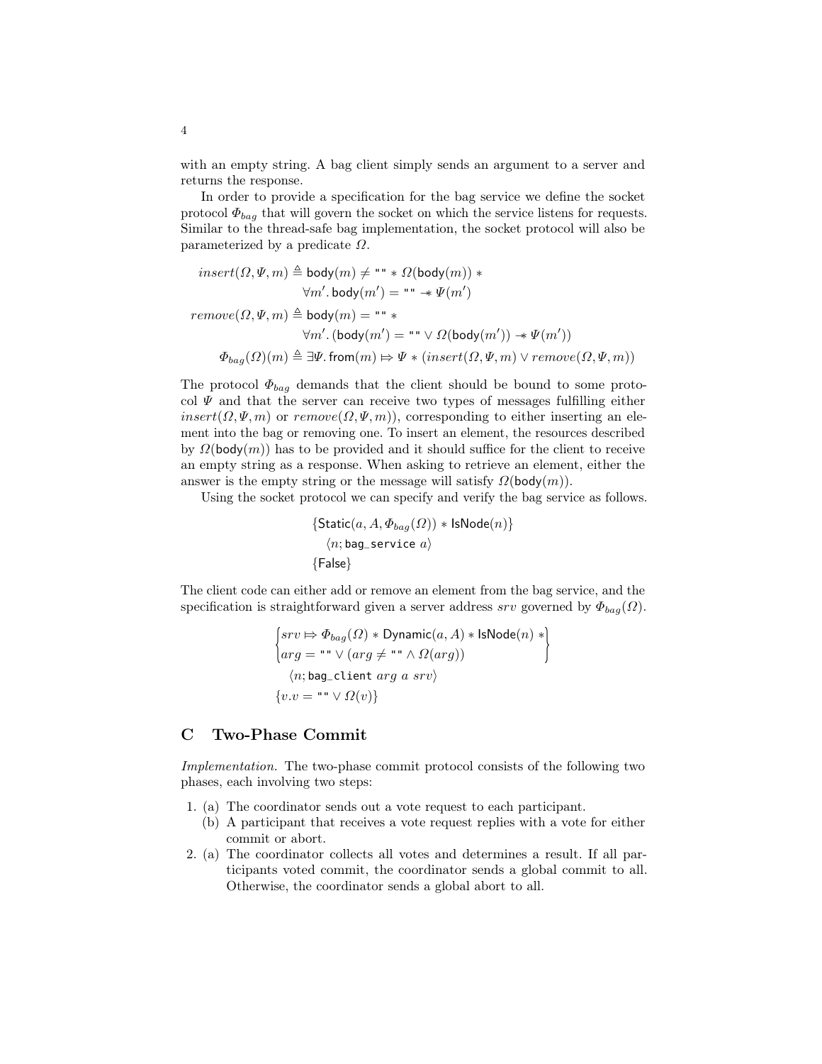with an empty string. A bag client simply sends an argument to a server and returns the response.

In order to provide a specification for the bag service we define the socket protocol $\Phi_{bag}$ that will govern the socket on which the service listens for requests. Similar to the thread-safe bag implementation, the socket protocol will also be parameterized by a predicate $\Omega$.

$$
\begin{aligned}
insert(\Omega, \Psi, m) &\triangleq \mathsf{body}(m) \neq \texttt{""} * \Omega(\mathsf{body}(m)) * \\
&\qquad \forall m'.\, \mathsf{body}(m') = \texttt{""} \mathrel{-\!\!*} \Psi(m') \\
remove(\Omega, \Psi, m) &\triangleq \mathsf{body}(m) = \texttt{""} * \\
&\qquad \forall m'.\, (\mathsf{body}(m') = \texttt{""} \vee \Omega(\mathsf{body}(m')) \mathrel{-\!\!*} \Psi(m')) \\
\Phi_{bag}(\Omega)(m) &\triangleq \exists \Psi.\, \mathsf{from}(m) \Mapsto \Psi * (insert(\Omega, \Psi, m) \vee remove(\Omega, \Psi, m))
\end{aligned}
$$

The protocol $\Phi_{bag}$ demands that the client should be bound to some protocol $\Psi$ and that the server can receive two types of messages fulfilling either $insert(\Omega, \Psi, m)$ or $remove(\Omega, \Psi, m)$), corresponding to either inserting an element into the bag or removing one. To insert an element, the resources described by $\Omega(\mathsf{body}(m))$ has to be provided and it should suffice for the client to receive an empty string as a response. When asking to retrieve an element, either the answer is the empty string or the message will satisfy $\Omega(\mathsf{body}(m))$.

Using the socket protocol we can specify and verify the bag service as follows.

$$
\begin{array}{l}
\{\mathsf{Static}(a, A, \Phi_{bag}(\Omega)) * \mathsf{IsNode}(n)\} \\
\quad \langle n; \texttt{bag\_service}\ a\rangle \\
\{\mathsf{False}\}
\end{array}
$$

The client code can either add or remove an element from the bag service, and the specification is straightforward given a server address $srv$ governed by $\Phi_{bag}(\Omega)$.

$$
\begin{array}{l}
\left\{\begin{array}{l} srv \Mapsto \Phi_{bag}(\Omega) * \mathsf{Dynamic}(a, A) * \mathsf{IsNode}(n) * \\ arg = \texttt{""} \vee (arg \neq \texttt{""} \wedge \Omega(arg)) \end{array}\right\} \\
\quad \langle n; \texttt{bag\_client}\ arg\ a\ srv\rangle \\
\{v.v = \texttt{""} \vee \Omega(v)\}
\end{array}
$$

## C Two-Phase Commit

*Implementation.* The two-phase commit protocol consists of the following two phases, each involving two steps:

1. (a) The coordinator sends out a vote request to each participant.
   (b) A participant that receives a vote request replies with a vote for either commit or abort.
2. (a) The coordinator collects all votes and determines a result. If all participants voted commit, the coordinator sends a global commit to all. Otherwise, the coordinator sends a global abort to all.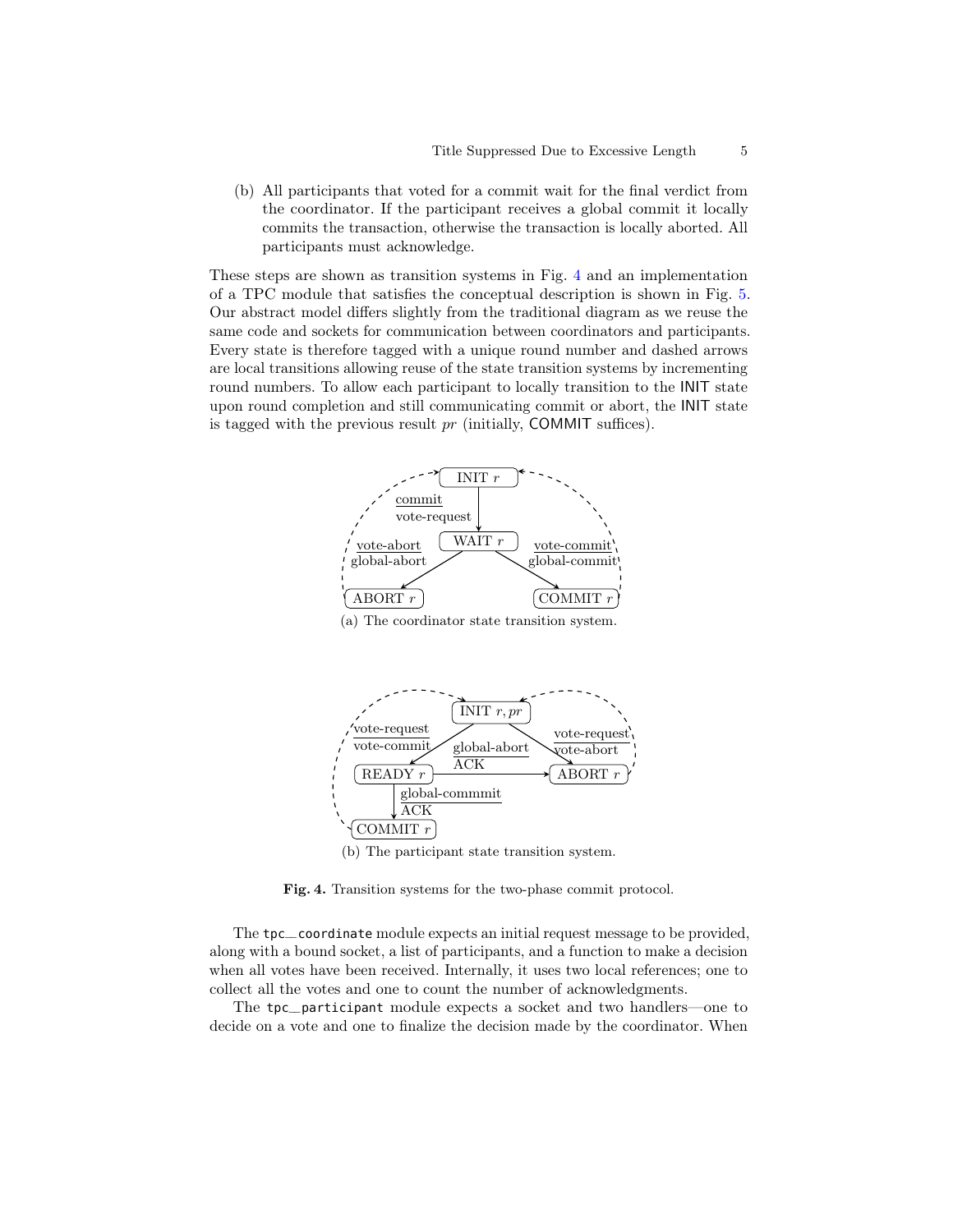(b) All participants that voted for a commit wait for the final verdict from the coordinator. If the participant receives a global commit it locally commits the transaction, otherwise the transaction is locally aborted. All participants must acknowledge.

These steps are shown as transition systems in Fig. 4 and an implementation of a TPC module that satisfies the conceptual description is shown in Fig. 5. Our abstract model differs slightly from the traditional diagram as we reuse the same code and sockets for communication between coordinators and participants. Every state is therefore tagged with a unique round number and dashed arrows are local transitions allowing reuse of the state transition systems by incrementing round numbers. To allow each participant to locally transition to the INIT state upon round completion and still communicating commit or abort, the INIT state is tagged with the previous result $pr$ (initially, COMMIT suffices).

(a) The coordinator state transition system.

(b) The participant state transition system.

**Fig. 4.** Transition systems for the two-phase commit protocol.

The `tpc_coordinate` module expects an initial request message to be provided, along with a bound socket, a list of participants, and a function to make a decision when all votes have been received. Internally, it uses two local references; one to collect all the votes and one to count the number of acknowledgments.

The `tpc_participant` module expects a socket and two handlers—one to decide on a vote and one to finalize the decision made by the coordinator. When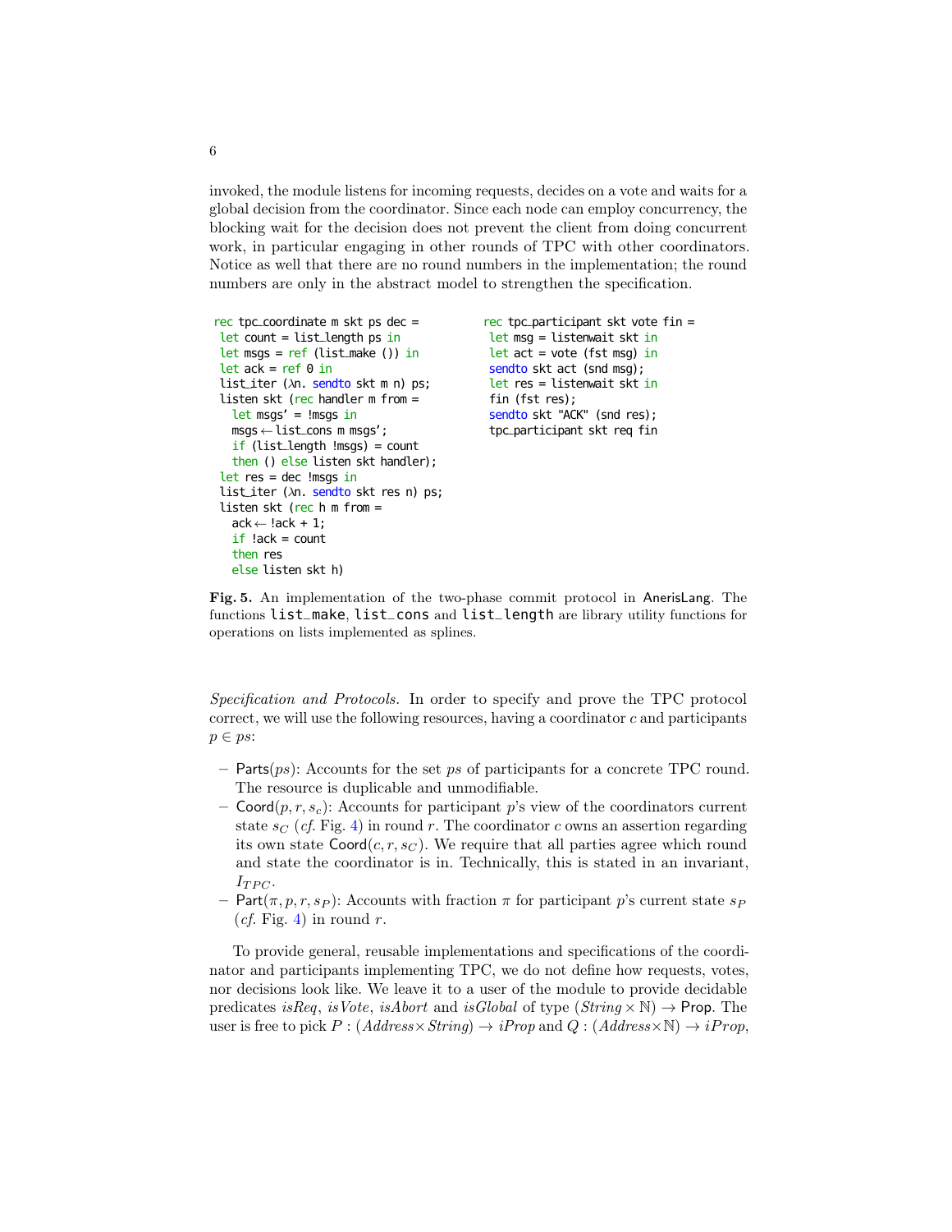invoked, the module listens for incoming requests, decides on a vote and waits for a global decision from the coordinator. Since each node can employ concurrency, the blocking wait for the decision does not prevent the client from doing concurrent work, in particular engaging in other rounds of TPC with other coordinators. Notice as well that there are no round numbers in the implementation; the round numbers are only in the abstract model to strengthen the specification.

```
rec tpc_coordinate m skt ps dec =
 let count = list_length ps in
 let msgs = ref (list_make ()) in
 let ack = ref 0 in
 list_iter (λn. sendto skt m n) ps;
 listen skt (rec handler m from =
   let msgs' = !msgs in
   msgs ← list_cons m msgs';
   if (list_length !msgs) = count
   then () else listen skt handler);
 let res = dec !msgs in
 list_iter (λn. sendto skt res n) ps;
 listen skt (rec h m from =
   ack ← !ack + 1;
   if !ack = count
   then res
   else listen skt h)
```

```
rec tpc_participant skt vote fin =
 let msg = listenwait skt in
 let act = vote (fst msg) in
 sendto skt act (snd msg);
 let res = listenwait skt in
 fin (fst res);
 sendto skt "ACK" (snd res);
 tpc_participant skt req fin
```

**Fig. 5.** An implementation of the two-phase commit protocol in AnerisLang. The functions `list_make`, `list_cons` and `list_length` are library utility functions for operations on lists implemented as splines.

*Specification and Protocols.* In order to specify and prove the TPC protocol correct, we will use the following resources, having a coordinator $c$ and participants $p \in ps$:

- $\mathsf{Parts}(ps)$: Accounts for the set $ps$ of participants for a concrete TPC round. The resource is duplicable and unmodifiable.
- $\mathsf{Coord}(p, r, s_c)$: Accounts for participant $p$'s view of the coordinators current state $s_C$ (*cf.* Fig. 4) in round $r$. The coordinator $c$ owns an assertion regarding its own state $\mathsf{Coord}(c, r, s_C)$. We require that all parties agree which round and state the coordinator is in. Technically, this is stated in an invariant, $I_{TPC}$.
- $\mathsf{Part}(\pi, p, r, s_P)$: Accounts with fraction $\pi$ for participant $p$'s current state $s_P$ (*cf.* Fig. 4) in round $r$.

To provide general, reusable implementations and specifications of the coordinator and participants implementing TPC, we do not define how requests, votes, nor decisions look like. We leave it to a user of the module to provide decidable predicates *isReq*, *isVote*, *isAbort* and *isGlobal* of type $(String \times \mathbb{N}) \rightarrow \mathsf{Prop}$. The user is free to pick $P : (Address \times String) \rightarrow iProp$ and $Q : (Address \times \mathbb{N}) \rightarrow iProp$,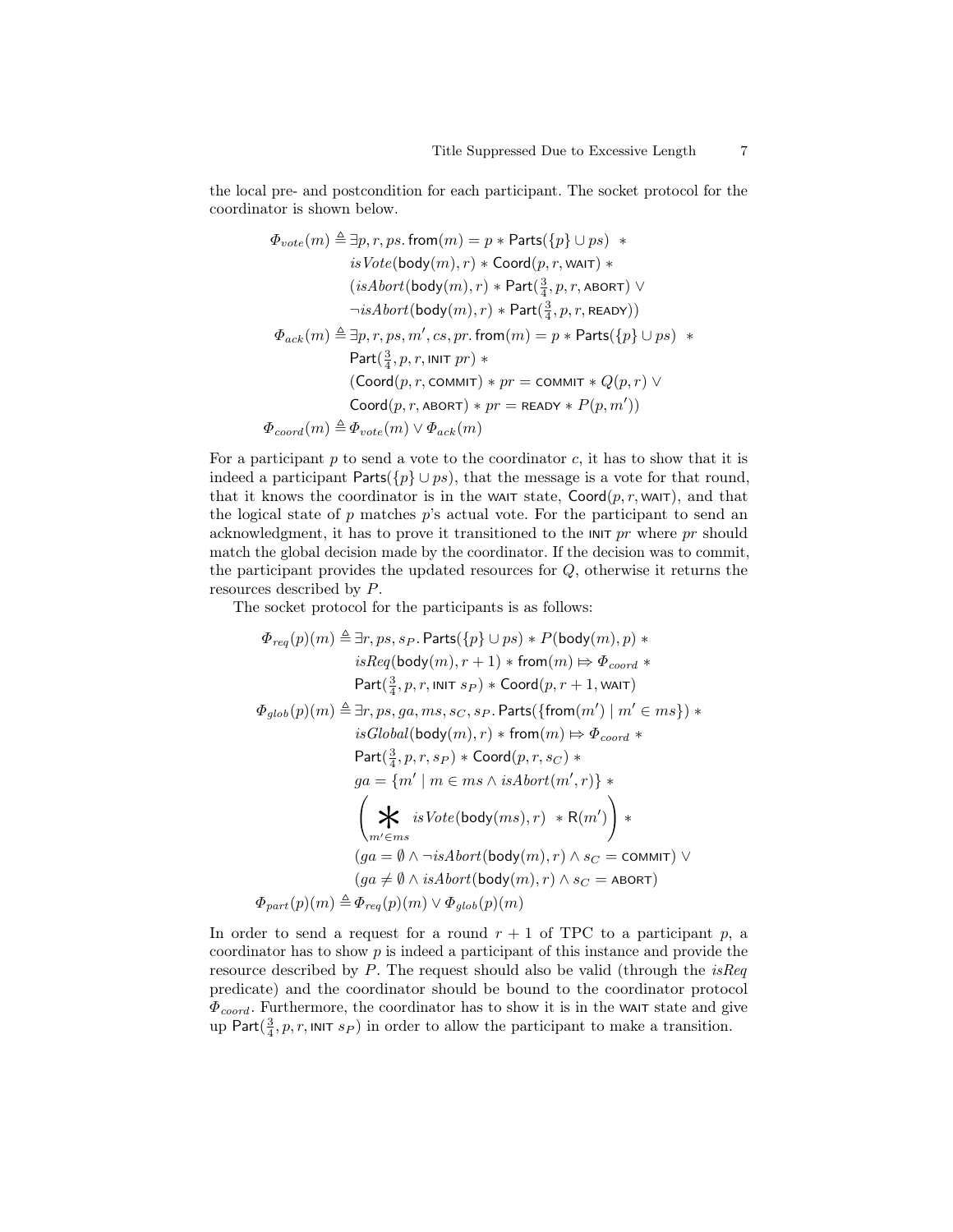the local pre- and postcondition for each participant. The socket protocol for the coordinator is shown below.

$$
\begin{aligned}
\Phi_{vote}(m) \triangleq\; & \exists p, r, ps.\, \mathsf{from}(m) = p * \mathsf{Parts}(\{p\} \cup ps) \;\; * \\
& isVote(\mathsf{body}(m), r) * \mathsf{Coord}(p, r, \textsc{wait}) * \\
& (isAbort(\mathsf{body}(m), r) * \mathsf{Part}(\tfrac{3}{4}, p, r, \textsc{abort}) \vee \\
& \neg isAbort(\mathsf{body}(m), r) * \mathsf{Part}(\tfrac{3}{4}, p, r, \textsc{ready})) \\
\Phi_{ack}(m) \triangleq\; & \exists p, r, ps, m', cs, pr.\, \mathsf{from}(m) = p * \mathsf{Parts}(\{p\} \cup ps) \;\; * \\
& \mathsf{Part}(\tfrac{3}{4}, p, r, \textsc{init}\ pr) * \\
& (\mathsf{Coord}(p, r, \textsc{commit}) * pr = \textsc{commit} * Q(p, r) \vee \\
& \mathsf{Coord}(p, r, \textsc{abort}) * pr = \textsc{ready} * P(p, m')) \\
\Phi_{coord}(m) \triangleq\; & \Phi_{vote}(m) \vee \Phi_{ack}(m)
\end{aligned}
$$

For a participant $p$ to send a vote to the coordinator $c$, it has to show that it is indeed a participant $\mathsf{Parts}(\{p\} \cup ps)$, that the message is a vote for that round, that it knows the coordinator is in the WAIT state, $\mathsf{Coord}(p, r, \textsc{wait})$, and that the logical state of $p$ matches $p$'s actual vote. For the participant to send an acknowledgment, it has to prove it transitioned to the INIT $pr$ where $pr$ should match the global decision made by the coordinator. If the decision was to commit, the participant provides the updated resources for $Q$, otherwise it returns the resources described by $P$.

The socket protocol for the participants is as follows:

$$
\begin{aligned}
\Phi_{req}(p)(m) \triangleq\; & \exists r, ps, s_P.\, \mathsf{Parts}(\{p\} \cup ps) * P(\mathsf{body}(m), p) * \\
& isReq(\mathsf{body}(m), r+1) * \mathsf{from}(m) \Mapsto \Phi_{coord} * \\
& \mathsf{Part}(\tfrac{3}{4}, p, r, \textsc{init}\ s_P) * \mathsf{Coord}(p, r+1, \textsc{wait}) \\
\Phi_{glob}(p)(m) \triangleq\; & \exists r, ps, ga, ms, s_C, s_P.\, \mathsf{Parts}(\{\mathsf{from}(m') \mid m' \in ms\}) * \\
& isGlobal(\mathsf{body}(m), r) * \mathsf{from}(m) \Mapsto \Phi_{coord} * \\
& \mathsf{Part}(\tfrac{3}{4}, p, r, s_P) * \mathsf{Coord}(p, r, s_C) * \\
& ga = \{m' \mid m \in ms \wedge isAbort(m', r)\} * \\
& \left( \mathop{\Huge *}_{m' \in ms} isVote(\mathsf{body}(ms), r) \;\; * \mathsf{R}(m') \right) * \\
& (ga = \emptyset \wedge \neg isAbort(\mathsf{body}(m), r) \wedge s_C = \textsc{commit}) \vee \\
& (ga \neq \emptyset \wedge isAbort(\mathsf{body}(m), r) \wedge s_C = \textsc{abort}) \\
\Phi_{part}(p)(m) \triangleq\; & \Phi_{req}(p)(m) \vee \Phi_{glob}(p)(m)
\end{aligned}
$$

In order to send a request for a round $r+1$ of TPC to a participant $p$, a coordinator has to show $p$ is indeed a participant of this instance and provide the resource described by $P$. The request should also be valid (through the $isReq$ predicate) and the coordinator should be bound to the coordinator protocol $\Phi_{coord}$. Furthermore, the coordinator has to show it is in the WAIT state and give up $\mathsf{Part}(\frac{3}{4}, p, r, \textsc{init}\ s_P)$ in order to allow the participant to make a transition.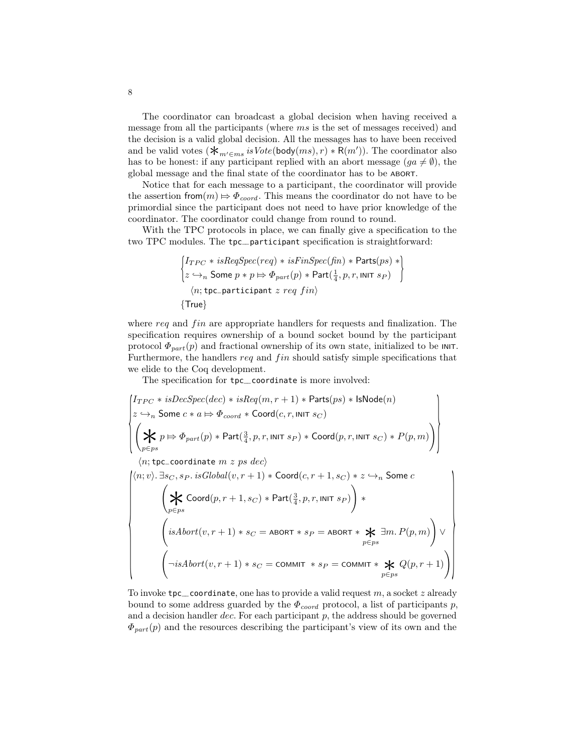The coordinator can broadcast a global decision when having received a message from all the participants (where $ms$ is the set of messages received) and the decision is a valid global decision. All the messages has to have been received and be valid votes ($\ast_{m' \in ms} isVote(\mathsf{body}(ms), r) * \mathsf{R}(m')$). The coordinator also has to be honest: if any participant replied with an abort message ($ga \neq \emptyset$), the global message and the final state of the coordinator has to be ABORT.

Notice that for each message to a participant, the coordinator will provide the assertion $\mathsf{from}(m) \Mapsto \Phi_{coord}$. This means the coordinator do not have to be primordial since the participant does not need to have prior knowledge of the coordinator. The coordinator could change from round to round.

With the TPC protocols in place, we can finally give a specification to the two TPC modules. The `tpc_participant` specification is straightforward:

$$\begin{Bmatrix} I_{TPC} * isReqSpec(req) * isFinSpec(fin) * \mathsf{Parts}(ps) * \\ z \hookrightarrow_n \mathsf{Some}\ p * p \Mapsto \Phi_{part}(p) * \mathsf{Part}(\tfrac{1}{4}, p, r, \textsc{init}\ s_P) \end{Bmatrix}$$
$$\langle n; \texttt{tpc\_participant}\ z\ req\ fin \rangle$$
$$\{\mathsf{True}\}$$

where $req$ and $fin$ are appropriate handlers for requests and finalization. The specification requires ownership of a bound socket bound by the participant protocol $\Phi_{part}(p)$ and fractional ownership of its own state, initialized to be INIT. Furthermore, the handlers $req$ and $fin$ should satisfy simple specifications that we elide to the Coq development.

The specification for `tpc_coordinate` is more involved:

$$\begin{Bmatrix} I_{TPC} * isDecSpec(dec) * isReq(m, r+1) * \mathsf{Parts}(ps) * \mathsf{IsNode}(n) \\ z \hookrightarrow_n \mathsf{Some}\ c * a \Mapsto \Phi_{coord} * \mathsf{Coord}(c, r, \textsc{init}\ s_C) \\ \left( \mathop{\Large\ast}_{p \in ps} p \Mapsto \Phi_{part}(p) * \mathsf{Part}(\tfrac{3}{4}, p, r, \textsc{init}\ s_P) * \mathsf{Coord}(p, r, \textsc{init}\ s_C) * P(p, m) \right) \end{Bmatrix}$$
$$\langle n; \texttt{tpc\_coordinate}\ m\ z\ ps\ dec \rangle$$
$$\begin{Bmatrix} \langle n; v \rangle. \exists s_C, s_P.\ isGlobal(v, r+1) * \mathsf{Coord}(c, r+1, s_C) * z \hookrightarrow_n \mathsf{Some}\ c \\ \qquad \left( \mathop{\Large\ast}_{p \in ps} \mathsf{Coord}(p, r+1, s_C) * \mathsf{Part}(\tfrac{3}{4}, p, r, \textsc{init}\ s_P) \right) * \\ \qquad \left( isAbort(v, r+1) * s_C = \textsc{abort} * s_P = \textsc{abort} * \mathop{\ast}_{p \in ps} \exists m.\ P(p, m) \right) \vee \\ \qquad \left( \neg isAbort(v, r+1) * s_C = \textsc{commit} * s_P = \textsc{commit} * \mathop{\ast}_{p \in ps} Q(p, r+1) \right) \end{Bmatrix}$$

To invoke `tpc_coordinate`, one has to provide a valid request $m$, a socket $z$ already bound to some address guarded by the $\Phi_{coord}$ protocol, a list of participants $p$, and a decision handler $dec$. For each participant $p$, the address should be governed $\Phi_{part}(p)$ and the resources describing the participant's view of its own and the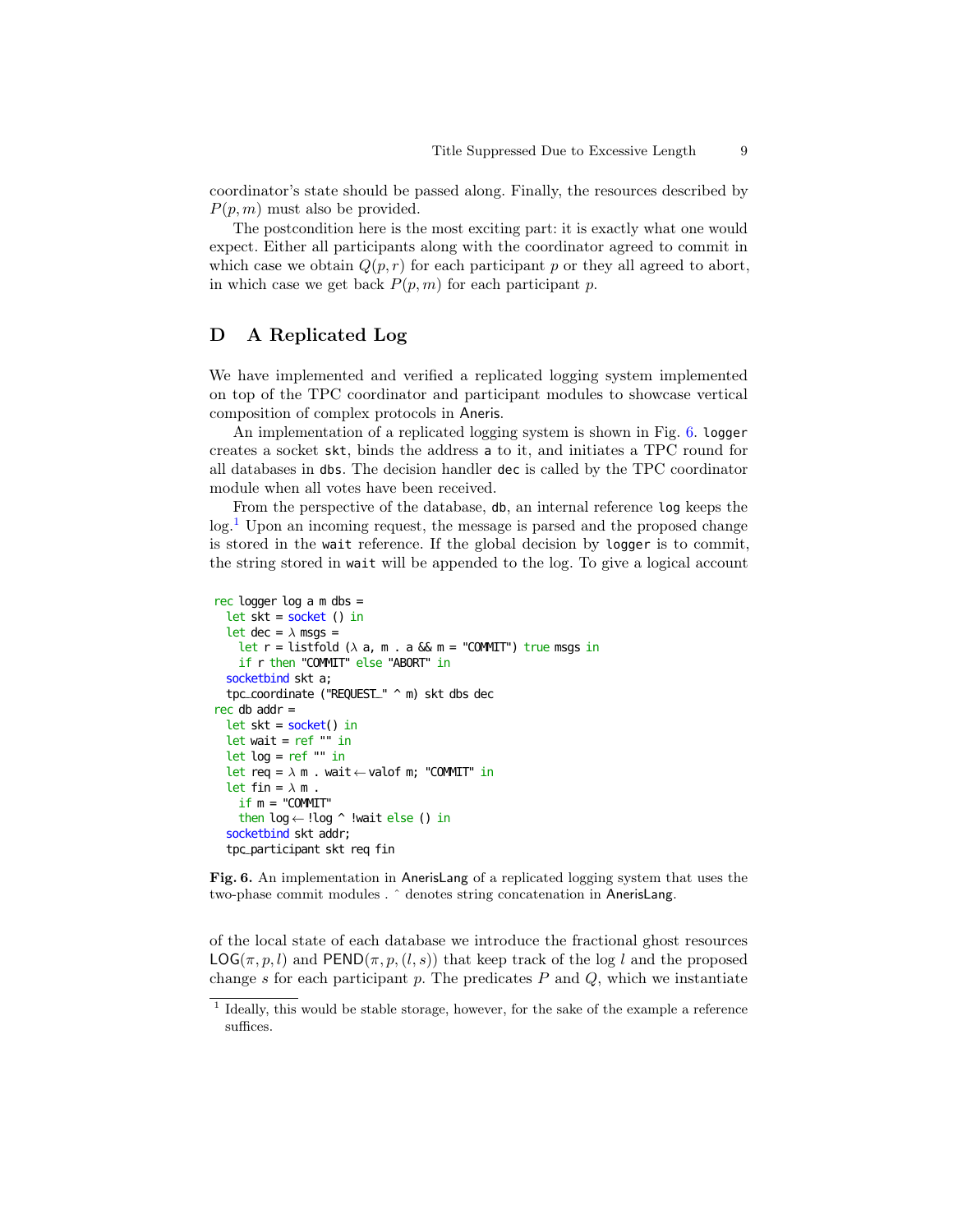coordinator's state should be passed along. Finally, the resources described by $P(p, m)$ must also be provided.

The postcondition here is the most exciting part: it is exactly what one would expect. Either all participants along with the coordinator agreed to commit in which case we obtain $Q(p, r)$ for each participant $p$ or they all agreed to abort, in which case we get back $P(p, m)$ for each participant $p$.

## D A Replicated Log

We have implemented and verified a replicated logging system implemented on top of the TPC coordinator and participant modules to showcase vertical composition of complex protocols in Aneris.

An implementation of a replicated logging system is shown in Fig. 6. `logger` creates a socket `skt`, binds the address `a` to it, and initiates a TPC round for all databases in `dbs`. The decision handler `dec` is called by the TPC coordinator module when all votes have been received.

From the perspective of the database, `db`, an internal reference `log` keeps the log.[1] Upon an incoming request, the message is parsed and the proposed change is stored in the `wait` reference. If the global decision by `logger` is to commit, the string stored in `wait` will be appended to the log. To give a logical account

```
rec logger log a m dbs =
  let skt = socket () in
  let dec = λ msgs =
    let r = listfold (λ a, m . a && m = "COMMIT") true msgs in
    if r then "COMMIT" else "ABORT" in
  socketbind skt a;
  tpc_coordinate ("REQUEST_" ^ m) skt dbs dec
rec db addr =
  let skt = socket() in
  let wait = ref "" in
  let log = ref "" in
  let req = λ m . wait ← valof m; "COMMIT" in
  let fin = λ m .
    if m = "COMMIT"
    then log ← !log ^ !wait else () in
  socketbind skt addr;
  tpc_participant skt req fin
```

**Fig. 6.** An implementation in AnerisLang of a replicated logging system that uses the two-phase commit modules . ˆ denotes string concatenation in AnerisLang.

of the local state of each database we introduce the fractional ghost resources $\mathsf{LOG}(\pi, p, l)$ and $\mathsf{PEND}(\pi, p, (l, s))$ that keep track of the log $l$ and the proposed change $s$ for each participant $p$. The predicates $P$ and $Q$, which we instantiate

[1] Ideally, this would be stable storage, however, for the sake of the example a reference suffices.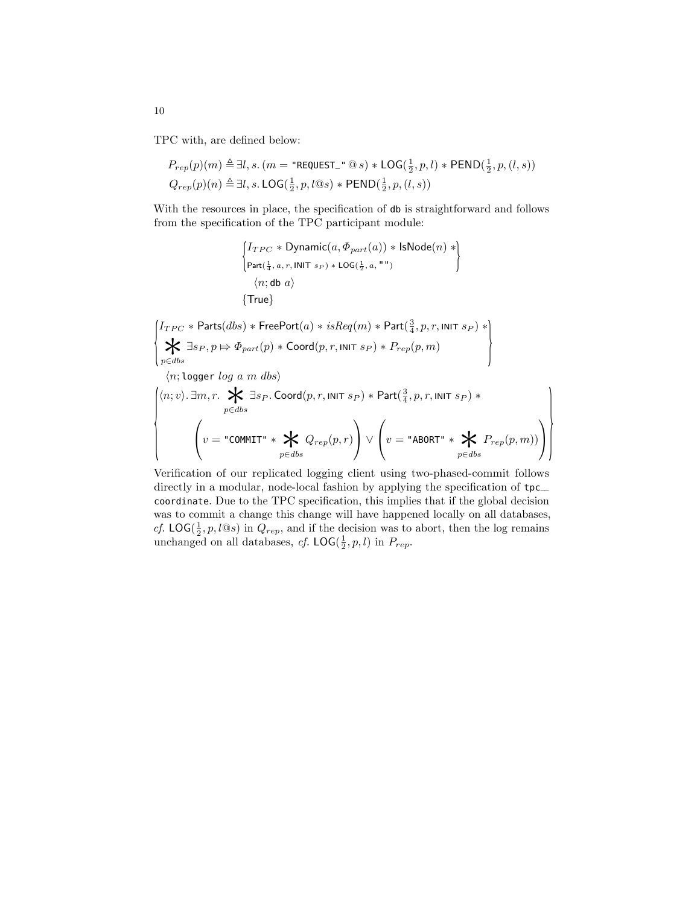TPC with, are defined below:

$$P_{rep}(p)(m) \triangleq \exists l, s.\, (m = \texttt{"REQUEST\_"} \,@\, s) * \mathsf{LOG}(\tfrac{1}{2}, p, l) * \mathsf{PEND}(\tfrac{1}{2}, p, (l, s))$$

$$Q_{rep}(p)(n) \triangleq \exists l, s.\, \mathsf{LOG}(\tfrac{1}{2}, p, l@s) * \mathsf{PEND}(\tfrac{1}{2}, p, (l, s))$$

With the resources in place, the specification of `db` is straightforward and follows from the specification of the TPC participant module:

$$\left\{\begin{matrix} I_{TPC} * \mathsf{Dynamic}(a, \Phi_{part}(a)) * \mathsf{IsNode}(n) * \\ \mathsf{Part}(\tfrac{1}{4}, a, r, \mathsf{INIT}\ s_P) * \mathsf{LOG}(\tfrac{1}{2}, a, \texttt{""}) \end{matrix}\right\}$$
$$\langle n; \texttt{db}\ a\rangle$$
$$\{\mathsf{True}\}$$

$$\left\{\begin{matrix} I_{TPC} * \mathsf{Parts}(dbs) * \mathsf{FreePort}(a) * isReq(m) * \mathsf{Part}(\tfrac{3}{4}, p, r, \mathsf{INIT}\ s_P) * \\ \mathop{\Huge *}_{p \in dbs} \exists s_P, p \Mapsto \Phi_{part}(p) * \mathsf{Coord}(p, r, \mathsf{INIT}\ s_P) * P_{rep}(p, m) \end{matrix}\right\}$$
$$\langle n; \texttt{logger}\ log\ a\ m\ dbs\rangle$$
$$\left\{\begin{matrix} \langle n; v\rangle.\, \exists m, r.\, \mathop{\Huge *}_{p \in dbs} \exists s_P.\, \mathsf{Coord}(p, r, \mathsf{INIT}\ s_P) * \mathsf{Part}(\tfrac{3}{4}, p, r, \mathsf{INIT}\ s_P) * \\ \left(v = \texttt{"COMMIT"} * \mathop{\Huge *}_{p \in dbs} Q_{rep}(p, r)\right) \vee \left(v = \texttt{"ABORT"} * \mathop{\Huge *}_{p \in dbs} P_{rep}(p, m))\right) \end{matrix}\right\}$$

Verification of our replicated logging client using two-phased-commit follows directly in a modular, node-local fashion by applying the specification of `tpc_coordinate`. Due to the TPC specification, this implies that if the global decision was to commit a change this change will have happened locally on all databases, *cf.* $\mathsf{LOG}(\frac{1}{2}, p, l@s)$ in $Q_{rep}$, and if the decision was to abort, then the log remains unchanged on all databases, *cf.* $\mathsf{LOG}(\frac{1}{2}, p, l)$ in $P_{rep}$.